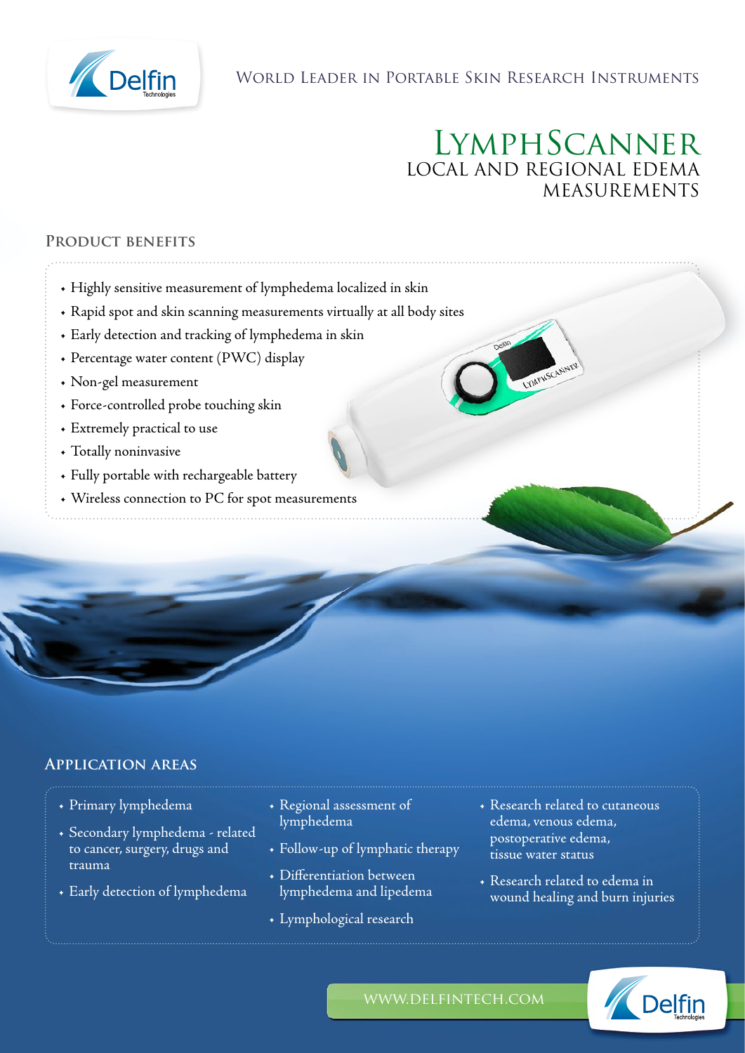World Leader in Portable Skin Research Instruments

# LymphScanner

## LOCAL AND REGIONAL EDEMA MEASUREMENTS

### Product Benefits

- Highly sensitive measurement of lymphedema localized in skin
- Rapid spot and skin scanning measurements virtually at all body sites
- Early detection and tracking of lymphedema in skin
- Percentage water content (PWC) display
- Non-gel measurement
- Force-controlled probe touching skin
- Extremely practical to use
- Totally noninvasive
- Fully portable with rechargeable battery
- Wireless connection to PC for spot measurements

### Application Areas

- Primary lymphedema
- Secondary lymphedema - related to cancer, surgery, drugs and trauma
- Early detection of lymphedema
- Regional assessment of lymphedema
- Follow-up of lymphatic therapy
- Differentiation between lymphedema and lipedema
- Lymphological research
- Research related to cutaneous edema, venous edema, postoperative edema, tissue water status
- Research related to edema in wound healing and burn injuries

WWW.DELFINTECH.COM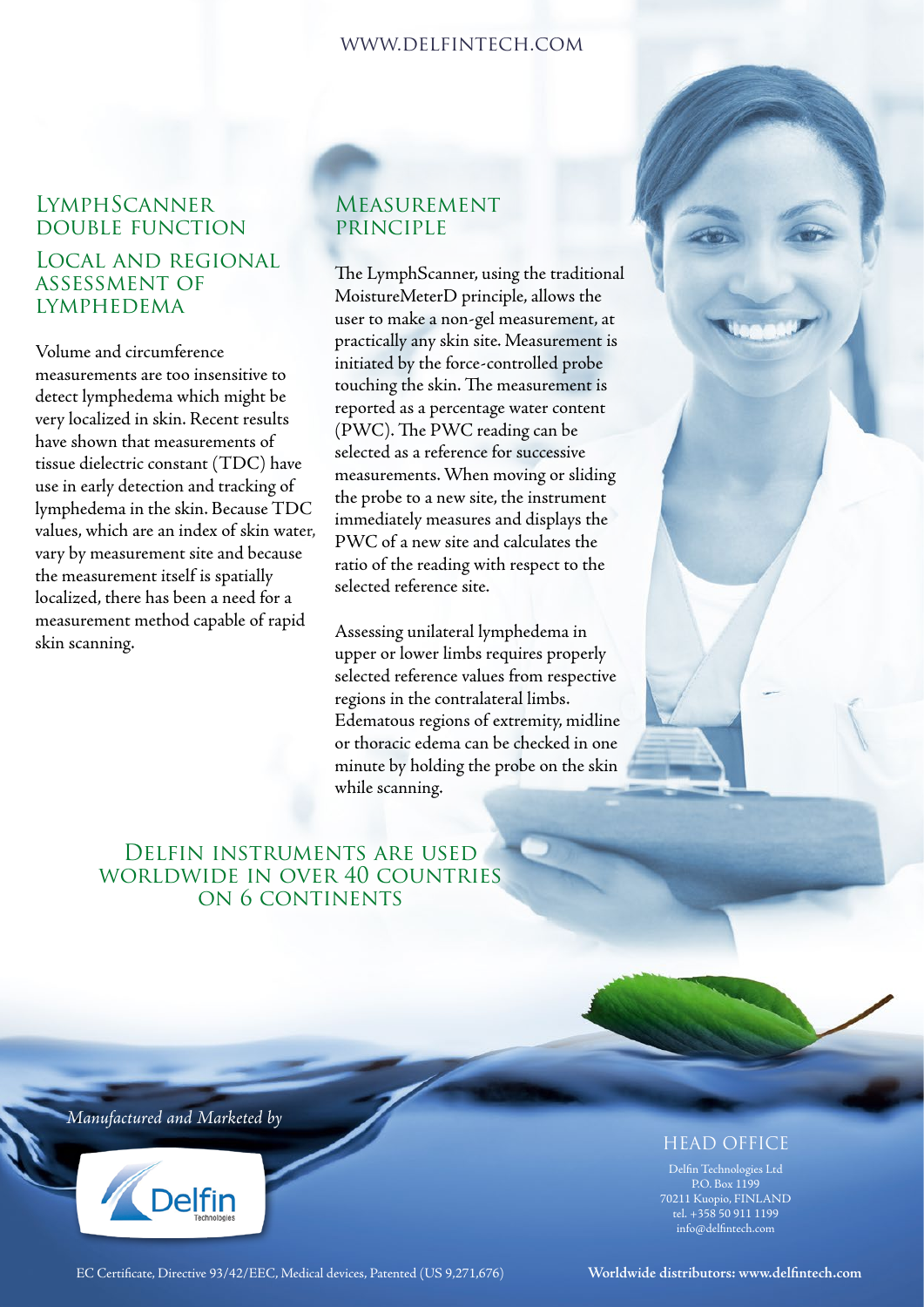## LymphScanner double function

## Local and regional assessment of lymphedema

Volume and circumference measurements are too insensitive to detect lymphedema which might be very localized in skin. Recent results have shown that measurements of tissue dielectric constant (TDC) have use in early detection and tracking of lymphedema in the skin. Because TDC values, which are an index of skin water, vary by measurement site and because the measurement itself is spatially localized, there has been a need for a measurement method capable of rapid skin scanning.

## Measurement principle

The LymphScanner, using the traditional MoistureMeterD principle, allows the user to make a non-gel measurement, at practically any skin site. Measurement is initiated by the force-controlled probe touching the skin. The measurement is reported as a percentage water content (PWC). The PWC reading can be selected as a reference for successive measurements. When moving or sliding the probe to a new site, the instrument immediately measures and displays the PWC of a new site and calculates the ratio of the reading with respect to the selected reference site.

Assessing unilateral lymphedema in upper or lower limbs requires properly selected reference values from respective regions in the contralateral limbs. Edematous regions of extremity, midline or thoracic edema can be checked in one minute by holding the probe on the skin while scanning.

## Delfin instruments are used worldwide in over 40 countries on 6 continents

*Manufactured and Marketed by*

Delfin Technologies

### Head office

Delfin Technologies Ltd
P.O. Box 1199
70211 Kuopio, FINLAND
tel. +358 50 911 1199
info@delfintech.com

EC Certificate, Directive 93/42/EEC, Medical devices, Patented (US 9,271,676)

**Worldwide distributors: www.delfintech.com**